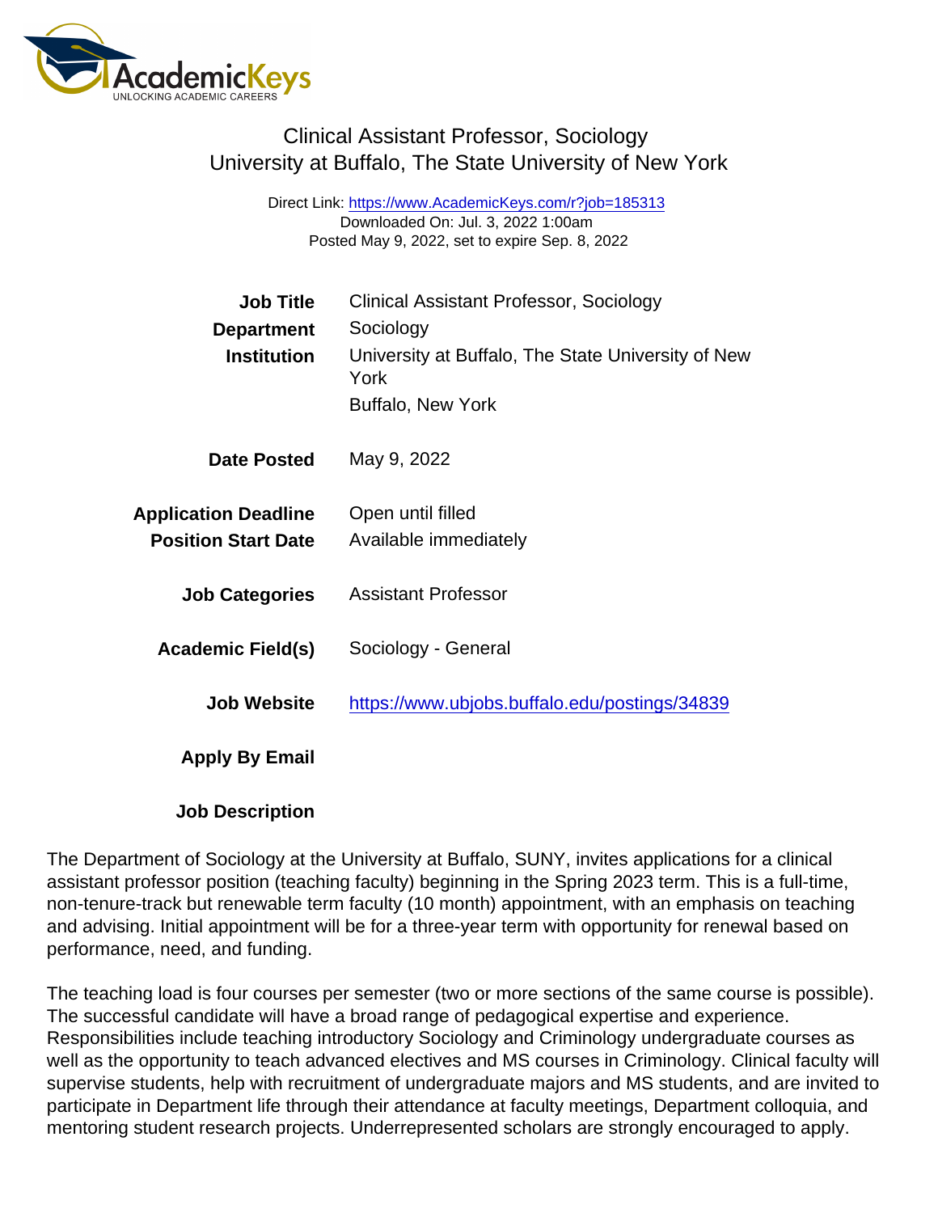# Clinical Assistant Professor, Sociology
## University at Buffalo, The State University of New York

Direct Link: https://www.AcademicKeys.com/r?job=185313
Downloaded On: Jul. 3, 2022 1:00am
Posted May 9, 2022, set to expire Sep. 8, 2022

| | |
|---|---|
| **Job Title** | Clinical Assistant Professor, Sociology |
| **Department** | Sociology |
| **Institution** | University at Buffalo, The State University of New York<br>Buffalo, New York |
| **Date Posted** | May 9, 2022 |
| **Application Deadline** | Open until filled |
| **Position Start Date** | Available immediately |
| **Job Categories** | Assistant Professor |
| **Academic Field(s)** | Sociology - General |
| **Job Website** | https://www.ubjobs.buffalo.edu/postings/34839 |
| **Apply By Email** | |

**Job Description**

The Department of Sociology at the University at Buffalo, SUNY, invites applications for a clinical assistant professor position (teaching faculty) beginning in the Spring 2023 term. This is a full-time, non-tenure-track but renewable term faculty (10 month) appointment, with an emphasis on teaching and advising. Initial appointment will be for a three-year term with opportunity for renewal based on performance, need, and funding.

The teaching load is four courses per semester (two or more sections of the same course is possible). The successful candidate will have a broad range of pedagogical expertise and experience. Responsibilities include teaching introductory Sociology and Criminology undergraduate courses as well as the opportunity to teach advanced electives and MS courses in Criminology. Clinical faculty will supervise students, help with recruitment of undergraduate majors and MS students, and are invited to participate in Department life through their attendance at faculty meetings, Department colloquia, and mentoring student research projects. Underrepresented scholars are strongly encouraged to apply.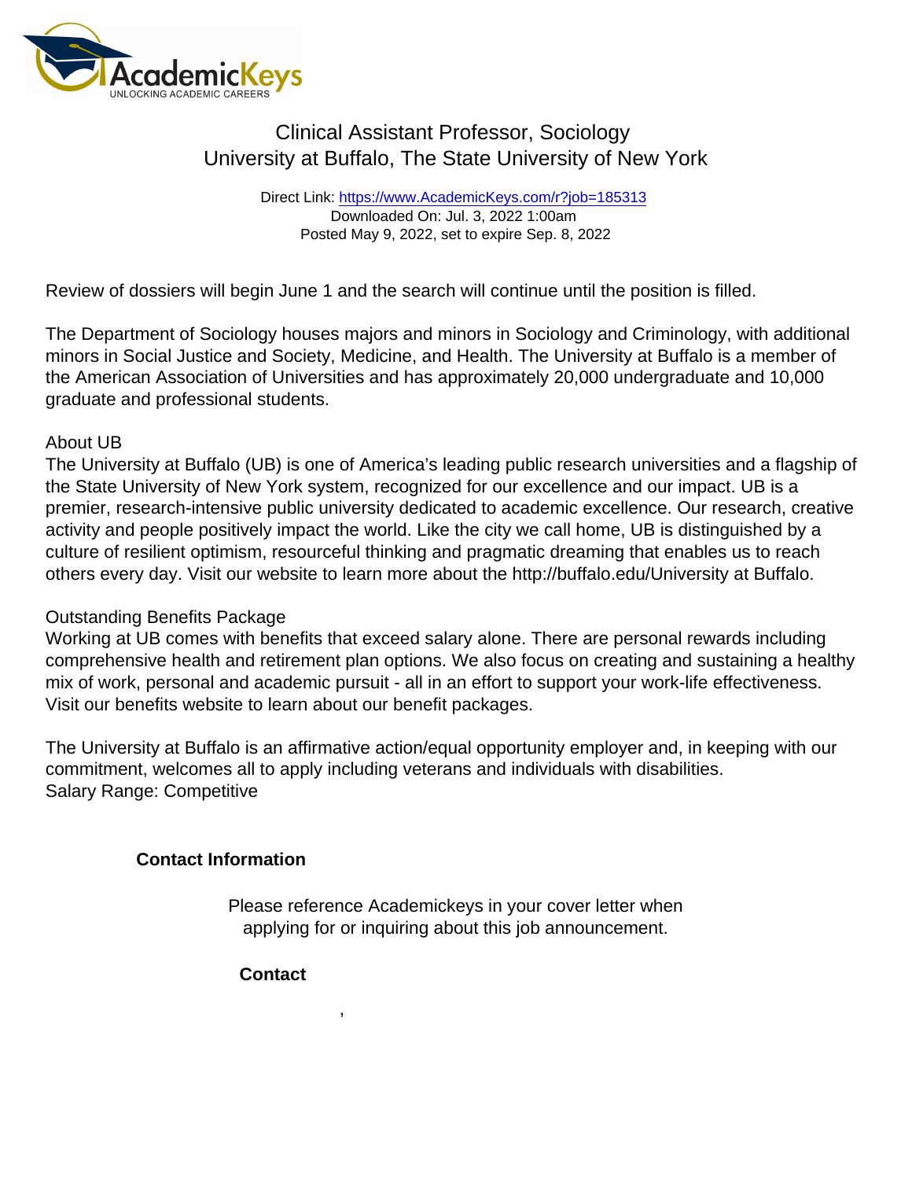# Clinical Assistant Professor, Sociology
## University at Buffalo, The State University of New York

Direct Link: https://www.AcademicKeys.com/r?job=185313
Downloaded On: Jul. 3, 2022 1:00am
Posted May 9, 2022, set to expire Sep. 8, 2022

Review of dossiers will begin June 1 and the search will continue until the position is filled.

The Department of Sociology houses majors and minors in Sociology and Criminology, with additional minors in Social Justice and Society, Medicine, and Health. The University at Buffalo is a member of the American Association of Universities and has approximately 20,000 undergraduate and 10,000 graduate and professional students.

About UB
The University at Buffalo (UB) is one of America's leading public research universities and a flagship of the State University of New York system, recognized for our excellence and our impact. UB is a premier, research-intensive public university dedicated to academic excellence. Our research, creative activity and people positively impact the world. Like the city we call home, UB is distinguished by a culture of resilient optimism, resourceful thinking and pragmatic dreaming that enables us to reach others every day. Visit our website to learn more about the http://buffalo.edu/University at Buffalo.

Outstanding Benefits Package
Working at UB comes with benefits that exceed salary alone. There are personal rewards including comprehensive health and retirement plan options. We also focus on creating and sustaining a healthy mix of work, personal and academic pursuit - all in an effort to support your work-life effectiveness. Visit our benefits website to learn about our benefit packages.

The University at Buffalo is an affirmative action/equal opportunity employer and, in keeping with our commitment, welcomes all to apply including veterans and individuals with disabilities.
Salary Range: Competitive

**Contact Information**

Please reference Academickeys in your cover letter when applying for or inquiring about this job announcement.

**Contact**

,